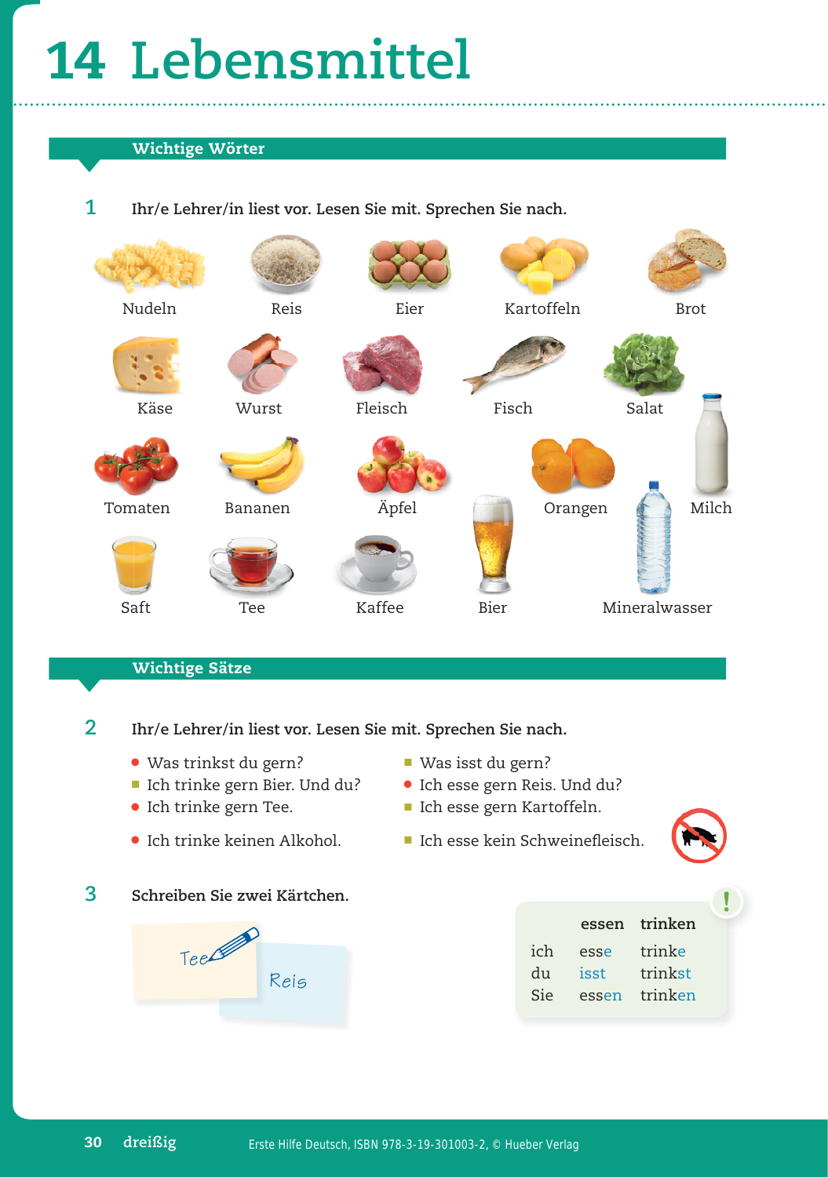# 14 Lebensmittel

## Wichtige Wörter

**1** **Ihr/e Lehrer/in liest vor. Lesen Sie mit. Sprechen Sie nach.**

Nudeln, Reis, Eier, Kartoffeln, Brot

Käse, Wurst, Fleisch, Fisch, Salat

Tomaten, Bananen, Äpfel, Orangen, Milch

Saft, Tee, Kaffee, Bier, Mineralwasser

## Wichtige Sätze

**2** **Ihr/e Lehrer/in liest vor. Lesen Sie mit. Sprechen Sie nach.**

- Was trinkst du gern?
- Ich trinke gern Bier. Und du?
- Ich trinke gern Tee.
- Ich trinke keinen Alkohol.

- Was isst du gern?
- Ich esse gern Reis. Und du?
- Ich esse gern Kartoffeln.
- Ich esse kein Schweinefleisch.

**3** **Schreiben Sie zwei Kärtchen.**

Tee

Reis

| | essen | trinken |
|---|---|---|
| ich | esse | trinke |
| du | isst | trinkst |
| Sie | essen | trinken |

Erste Hilfe Deutsch, ISBN 978-3-19-301003-2, © Hueber Verlag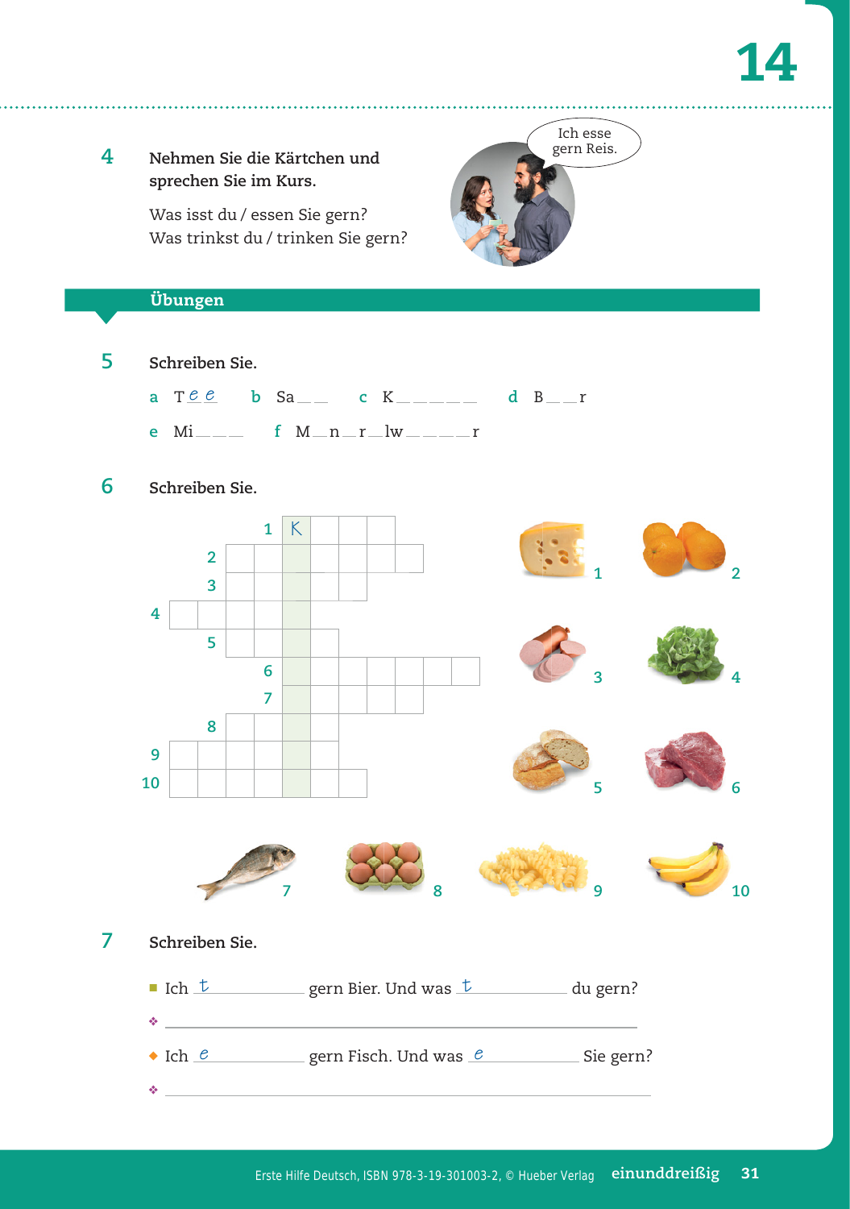**4** **Nehmen Sie die Kärtchen und sprechen Sie im Kurs.**

Was isst du / essen Sie gern?
Was trinkst du / trinken Sie gern?

Ich esse gern Reis.

## Übungen

**5** **Schreiben Sie.**

a T_e_ _e_ b Sa\_\_ \_\_ c K\_\_ \_\_ \_\_ \_\_ \_\_ d B\_\_ \_\_r

e Mi\_\_ \_\_ \_\_ f M\_\_n\_\_r\_\_lw\_\_ \_\_ \_\_ \_\_r

**6** **Schreiben Sie.**

1 K
2
3
4
5
6
7
8
9
10

1 2 3 4 5 6 7 8 9 10

**7** **Schreiben Sie.**

■ Ich _t_\_\_\_\_\_\_\_\_ gern Bier. Und was _t_\_\_\_\_\_\_\_\_ du gern?

❖ \_\_\_\_\_\_\_\_\_\_\_\_\_\_\_\_\_\_\_\_\_\_\_\_\_\_\_\_\_\_\_\_\_\_\_\_\_\_\_\_

◆ Ich _e_\_\_\_\_\_\_\_\_ gern Fisch. Und was _e_\_\_\_\_\_\_\_\_ Sie gern?

❖ \_\_\_\_\_\_\_\_\_\_\_\_\_\_\_\_\_\_\_\_\_\_\_\_\_\_\_\_\_\_\_\_\_\_\_\_\_\_\_\_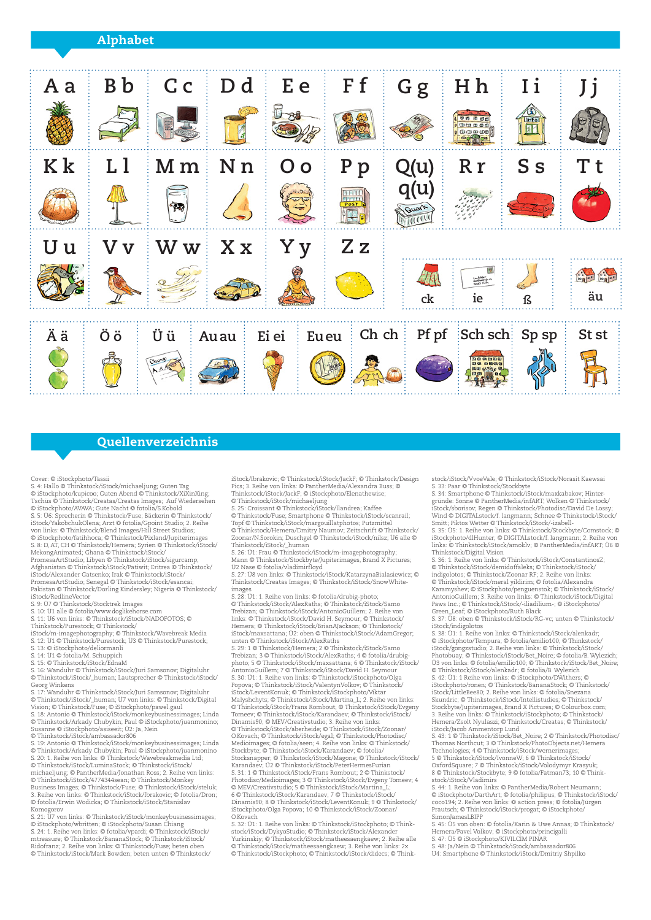## Alphabet

| | | | | | | | | | |
|---|---|---|---|---|---|---|---|---|---|
| A a | B b | C c | D d | E e | F f | G g | H h | I i | J j |
| K k | L l | M m | N n | O o | P p | Q(u) q(u) | R r | S s | T t |
| U u | V v | W w | X x | Y y | Z z | ck | ie | ß | äu |

| | | | | | | | | | |
|---|---|---|---|---|---|---|---|---|---|
| Ä ä | Ö ö | Ü ü | Au au | Ei ei | Eu eu | Ch ch | Pf pf | Sch sch | Sp sp | St st |

## Quellenverzeichnis

Cover: © iStockphoto/Tassii
S. 4: Hallo © Thinkstock/iStock/michaeljung; Guten Tag © iStockphoto/kupicoo; Guten Abend © Thinkstock/XiXinXing; Tschüs © Thinkstock/Creatas/Creatas Images; Auf Wiedersehen © iStockphoto/AVAWA; Gute Nacht © fotolia/S.Kobold
S. 5: U6: Sprecherin © Thinkstock/Fuse; Bäckerin © Thinkstock/iStock/YakobchukOlena; Arzt © fotolia/Gpoint Studio; 2. Reihe von links: © Thinkstock/Blend Images/Hill Street Studios; © iStockphoto/fatihhoca; © Thinkstock/Pixland/Jupiterimages
S. 8: D, AT, CH © Thinkstock/Hemera; Syrien © Thinkstock/iStock/MekongAnimated; Ghana © Thinkstock/iStock/PromesaArtStudio; Libyen © Thinkstock/iStock/sigurcamp; Afghanistan © Thinkstock/iStock/Patiwit; Eritrea © Thinkstock/iStock/Alexander Gatsenko; Irak © Thinkstock/iStock/PromesaArtStudio; Senegal © Thinkstock/iStock/esancai; Pakistan © Thinkstock/Dorling Kindersley; Nigeria © Thinkstock/iStock/RedlineVector
S. 9: U7 © Thinkstock/Stocktrek Images
S. 10: U1 alle © fotolia/www.doglikehorse.com
S. 11: U6 von links: © Thinkstock/iStock/NADOFOTOS; © Thinkstock/Purestock; © Thinkstock/iStock/m-imagephotography; © Thinkstock/Wavebreak Media
S. 12: U1 © Thinkstock/Purestock; U3 © Thinkstock/Purestock;
S. 13: © iStockphoto/deliormanli
S. 14: U1 © fotolia/M. Schuppich
S. 15: © Thinkstock/iStock/EdnaM
S. 16: Wanduhr © Thinkstock/iStock/Juri Samsonov; Digitaluhr © Thinkstock/iStock/_human; Lautsprecher © Thinkstock/iStock/Georg Winkens
S. 17: Wanduhr © Thinkstock/iStock/Juri Samsonov; Digitaluhr © Thinkstock/iStock/_human; U7 von links: © Thinkstock/Digital Vision; © Thinkstock/Fuse; © iStockphoto/pawel.gaul
S. 18: Antonio © Thinkstock/iStock/monkeybusinessimages; Linda © Thinkstock/Arkady Chubykin; Paul © iStockphoto/juanmonino; Susanne © iStockphoto/asiseeit; U2: Ja, Nein © Thinkstock/iStock/ambassador806
S. 19: Antonio © Thinkstock/iStock/monkeybusinessimages; Linda © Thinkstock/Arkady Chubykin; Paul © iStockphoto/juanmonino
S. 20: 1. Reihe von links: © Thinkstock/Wavebreakmedia Ltd; © Thinkstock/iStock/LuminaStock; © Thinkstock/iStock/michaeljung; © PantherMedia/Jonathan Ross; 2. Reihe von links: © Thinkstock/iStock/4774344sean; © Thinkstock/Monkey Business Images; © Thinkstock/Fuse; © Thinkstock/iStock/steluk; 3. Reihe von links: © Thinkstock/iStock/Ibrakovic; © fotolia/Dron; © fotolia/Erwin Wodicka; © Thinkstock/iStock/Stanislav Komogorov
S. 21: U7 von links: © Thinkstock/iStock/monkeybusinessimages; © iStockphoto/wbritten; © iStockphoto/Susan Chiang
S. 24: 1. Reihe von links: © fotolia/vpardi; © Thinkstock/iStock/mtreasure; © Thinkstock/BananaStock; © Thinkstock/iStock/Ridofranz; 2. Reihe von links: © Thinkstock/Fuse; beten oben © Thinkstock/iStock/Mark Bowden; beten unten © Thinkstock/iStock/Ibrakovic; © Thinkstock/iStock/JackF; © Thinkstock/Design Pics; 3. Reihe von links: © PantherMedia/Alexandra Buss; © Thinkstock/iStock/JackF; © iStockphoto/Elenathewise; © Thinkstock/iStock/michaeljung
S. 25: Croissant © Thinkstock/iStock/llandrea; Kaffee © Thinkstock/Fuse; Smartphone © Thinkstock/iStock/scanrail; Topf © Thinkstock/iStock/margouillatphotos; Putzmittel © Thinkstock/Hemera/Dmitry Naumov; Zeitschrift © Thinkstock/Zoonar/N.Sorokin; Duschgel © Thinkstock/iStock/nilsz; U6 alle © Thinkstock/iStock/_human
S. 26: U1: Frau © Thinkstock/iStock/m-imagephotography; Mann © Thinkstock/Stockbyte/Jupiterimages, Brand X Pictures; U2 Nase © fotolia/vladimirfloyd
S. 27: U8 von links: © Thinkstock/iStock/KatarzynaBialasiewicz; © Thinkstock/Creatas Images; © Thinkstock/iStock/SnowWhite-images
S. 28: U1: 1. Reihe von links: © fotolia/drubig-photo; © Thinkstock/iStock/AlexRaths; © Thinkstock/iStock/Samo Trebizan; © Thinkstock/iStock/AntonioGuillem; 2. Reihe von links: © Thinkstock/iStock/David H. Seymour; © Thinkstock/Hemera; © Thinkstock/iStock/BrianAJackson; © Thinkstock/iStock/maxsattana; U2: oben © Thinkstock/iStock/AdamGregor; unten © Thinkstock/iStock/AlexRaths
S. 29: 1 © Thinkstock/Hemera; 2 © Thinkstock/iStock/Samo Trebizan; 3 © Thinkstock/iStock/AlexRaths; 4 © fotolia/drubig-photo; 5 © Thinkstock/iStock/maxsattana; 6 © Thinkstock/iStock/AntonioGuillem; 7 © Thinkstock/iStock/David H. Seymour
S. 30: U1: 1. Reihe von links: © Thinkstock/iStockphoto/Olga Popova; © Thinkstock/iStock/ValentynVolkov; © Thinkstock/iStock/LeventKonuk; © Thinkstock/iStockphoto/Viktar Malyshchyts; © Thinkstock/iStock/Martina_L; 2. Reihe von links: © Thinkstock/iStock/Frans Rombout; © Thinkstock/iStock/Evgeny Tomeev; © Thinkstock/iStock/Karandaev; © Thinkstock/iStock/Dinamis90; © MEV/Creativstudio; 3. Reihe von links: © Thinkstock/iStock/aberheide; © Thinkstock/iStock/Zoonar/O.Kovach; © Thinkstock/iStock/egal; © Thinkstock/Photodisc/Medioimages; © fotolia/seen; 4. Reihe von links: © Thinkstock/Stockbyte; © Thinkstock/iStock/Karandaev; © fotolia/Stocksnapper; © Thinkstock/iStock/Magone; © Thinkstock/iStock/Karandaev; U2 © Thinkstock/iStock/PeterHermesFurian
S. 31: 1 © Thinkstock/iStock/Frans Rombout; 2 © Thinkstock/Photodisc/Medioimages; 3 © Thinkstock/iStock/Evgeny Tomeev; 4 © MEV/Creativstudio; 5 © Thinkstock/iStock/Martina_L; 6 © Thinkstock/iStock/Karandaev; 7 © Thinkstock/iStock/Dinamis90; 8 © Thinkstock/iStock/LeventKonuk; 9 © Thinkstock/iStockphoto/Olga Popova; 10 © Thinkstock/iStock/Zoonar/O.Kovach
S. 32: U1: 1. Reihe von links: © Thinkstock/iStockphoto; © Thinkstock/iStock/DykyoStudio; © Thinkstock/iStock/Alexander Yurkinskiy; © Thinkstock/iStock/matheesaengkaew; 2. Reihe alle © Thinkstock/iStock/matheesaengkaew; 3. Reihe von links: 2x © Thinkstock/iStockphoto; © Thinkstock/iStock/didecs; © Thinkstock/iStock/VvoeVale; © Thinkstock/iStock/Norasit Kaewsai
S. 33: Paar © Thinkstock/Stockbyte
S. 34: Smartphone © Thinkstock/iStock/maxkabakov; Hintergründe: Sonne © PantherMedia/infART; Wolken © Thinkstock/iStock/sborisov; Regen © Thinkstock/Photodisc/David De Lossy; Wind © DIGITALstock/f. langmann; Schnee © Thinkstock/iStock/Smitt; Piktos Wetter © Thinkstock/iStock/-izabell-
S. 35: U5: 1. Reihe von links: © Thinkstock/Stockbyte/Comstock; © iStockphoto/dlHunter; © DIGITALstock/f. langmann; 2. Reihe von links: © Thinkstock/iStock/amoklv; © PantherMedia/infART; U6 © Thinkstock/Digital Vision
S. 36: 1. Reihe von links: © Thinkstock/iStock/ConstantinosZ; © Thinkstock/iStock/demidoffaleks; © Thinkstock/iStock/indigolotos; © Thinkstock/Zoonar RF; 2. Reihe von links: © Thinkstock/iStock/meral yildirim; © fotolia/Alexandra Karamyshev; © iStockphoto/penguenstok; © Thinkstock/iStock/AntonioGuillem; 3. Reihe von links: © Thinkstock/iStock/Digital Paws Inc.; © Thinkstock/iStock/-iliadilium-; © iStockphoto/Green_Leaf; © iStockphoto/Ruth Black
S. 37: U8: oben © Thinkstock/iStock/RG-vc; unten © Thinkstock/iStock/indigolotos
S. 38: U1: 1. Reihe von links: © Thinkstock/iStock/alenkadr; © iStockphoto/Tempura; © fotolia/emilio100; © Thinkstock/iStock/gongzstudio; 2. Reihe von links: © Thinkstock/iStock/Photobuay; © Thinkstock/iStock/Bet_Noire; © fotolia/B. Wylezich; U3 von links: © fotolia/emilio100; © Thinkstock/iStock/Bet_Noire; © Thinkstock/iStock/alenkadr; © fotolia/B. Wylezich
S. 42: U1: 1. Reihe von links: © iStockphoto/DWithers; © iStockphoto/ronen; © Thinkstock/BananaStock; © Thinkstock/iStock/LittleBee80; 2. Reihe von links: © fotolia/Snezana Skundric; © Thinkstock/iStock/Intellistudies; © Thinkstock/Stockbyte/Jupiterimages, Brand X Pictures; © Colourbox.com; 3. Reihe von links: © Thinkstock/iStockphoto; © Thinkstock/Hemera/Zsolt Nyulaszi; © Thinkstock/Creatas; © Thinkstock/iStock/Jacob Ammentorp Lund
S. 43: 1 © Thinkstock/iStock/Bet_Noire; 2 © Thinkstock/Photodisc/Thomas Northcut; 3 © Thinkstock/PhotoObjects.net/Hemera Technologies; 4 © Thinkstock/iStock/wernerimages; 5 © Thinkstock/iStock/IvonneW; 6 © Thinkstock/iStock/OxfordSquare; 7 © Thinkstock/iStock/Volodymyr Krasyuk; 8 © Thinkstock/Stockbyte; 9 © fotolia/Fatman73; 10 © Thinkstock/iStock/Vladimirs
S. 44: 1. Reihe von links: © PantherMedia/Robert Neumann; © iStockphoto/DarthArt; © fotolia/philipus; © Thinkstock/iStock/coco194; 2. Reihe von links: © action press; © fotolia/Jürgen Prautsch; © Thinkstock/iStock/progat; © iStockphoto/SimonJamesLBIPP
S. 45: U5 von oben: © fotolia/Karin & Uwe Annas; © Thinkstock/Hemera/Pavel Volkov; © iStockphoto/princigalli
S. 47: U5 © iStockphoto/KIVILCIM PINAR
S. 48: Ja/Nein © Thinkstock/iStock/ambassador806
U4: Smartphone © Thinkstock/iStock/Dmitriy Shpilko